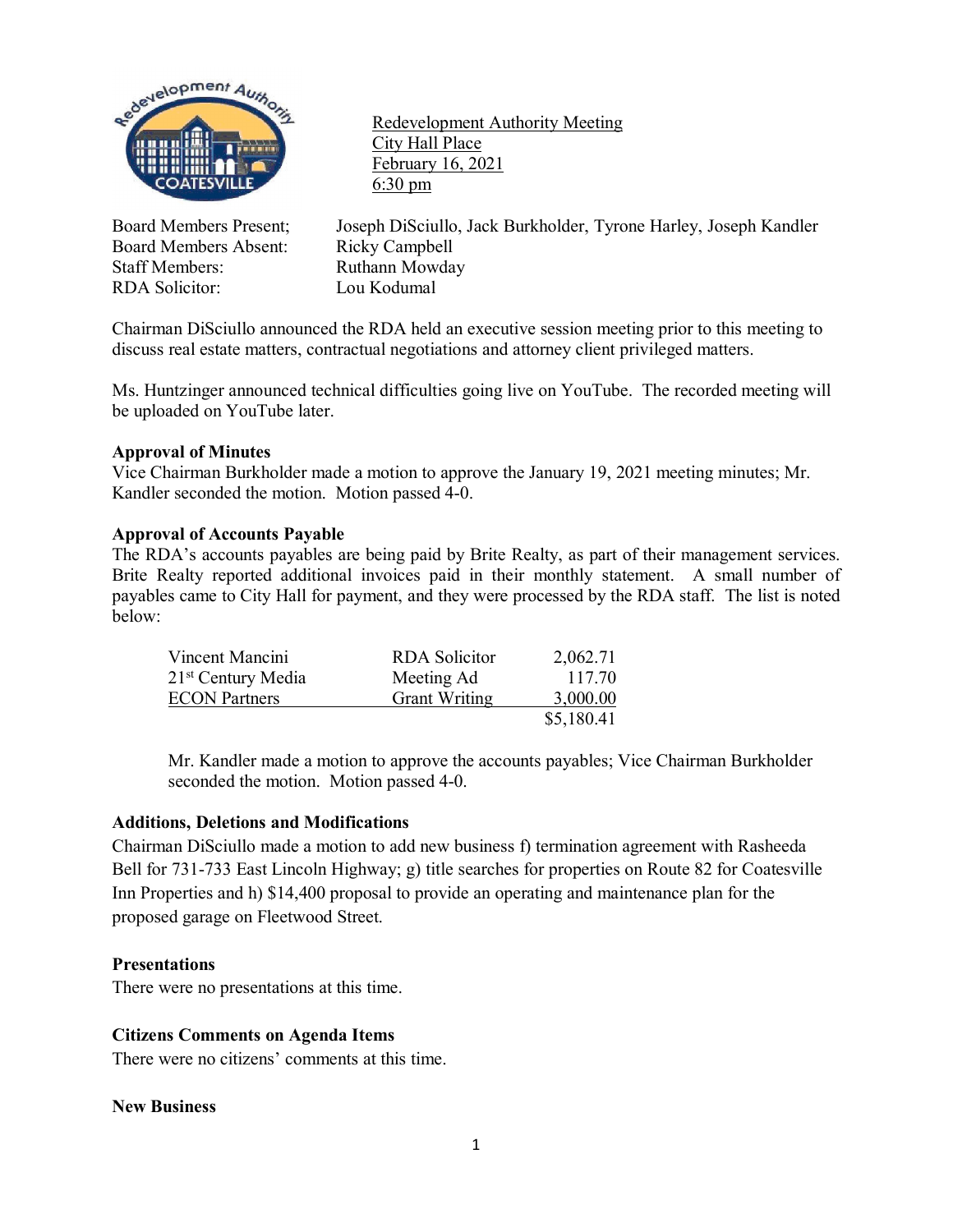Redevelopment Authority Meeting
City Hall Place
February 16, 2021
6:30 pm

| | |
|---|---|
| Board Members Present; | Joseph DiSciullo, Jack Burkholder, Tyrone Harley, Joseph Kandler |
| Board Members Absent: | Ricky Campbell |
| Staff Members: | Ruthann Mowday |
| RDA Solicitor: | Lou Kodumal |

Chairman DiSciullo announced the RDA held an executive session meeting prior to this meeting to discuss real estate matters, contractual negotiations and attorney client privileged matters.

Ms. Huntzinger announced technical difficulties going live on YouTube. The recorded meeting will be uploaded on YouTube later.

**Approval of Minutes**
Vice Chairman Burkholder made a motion to approve the January 19, 2021 meeting minutes; Mr. Kandler seconded the motion. Motion passed 4-0.

**Approval of Accounts Payable**
The RDA's accounts payables are being paid by Brite Realty, as part of their management services. Brite Realty reported additional invoices paid in their monthly statement. A small number of payables came to City Hall for payment, and they were processed by the RDA staff. The list is noted below:

| | | |
|---|---|---|
| Vincent Mancini | RDA Solicitor | 2,062.71 |
| 21st Century Media | Meeting Ad | 117.70 |
| ECON Partners | Grant Writing | 3,000.00 |
| | | $5,180.41 |

Mr. Kandler made a motion to approve the accounts payables; Vice Chairman Burkholder seconded the motion. Motion passed 4-0.

**Additions, Deletions and Modifications**
Chairman DiSciullo made a motion to add new business f) termination agreement with Rasheeda Bell for 731-733 East Lincoln Highway; g) title searches for properties on Route 82 for Coatesville Inn Properties and h) $14,400 proposal to provide an operating and maintenance plan for the proposed garage on Fleetwood Street.

**Presentations**
There were no presentations at this time.

**Citizens Comments on Agenda Items**
There were no citizens' comments at this time.

**New Business**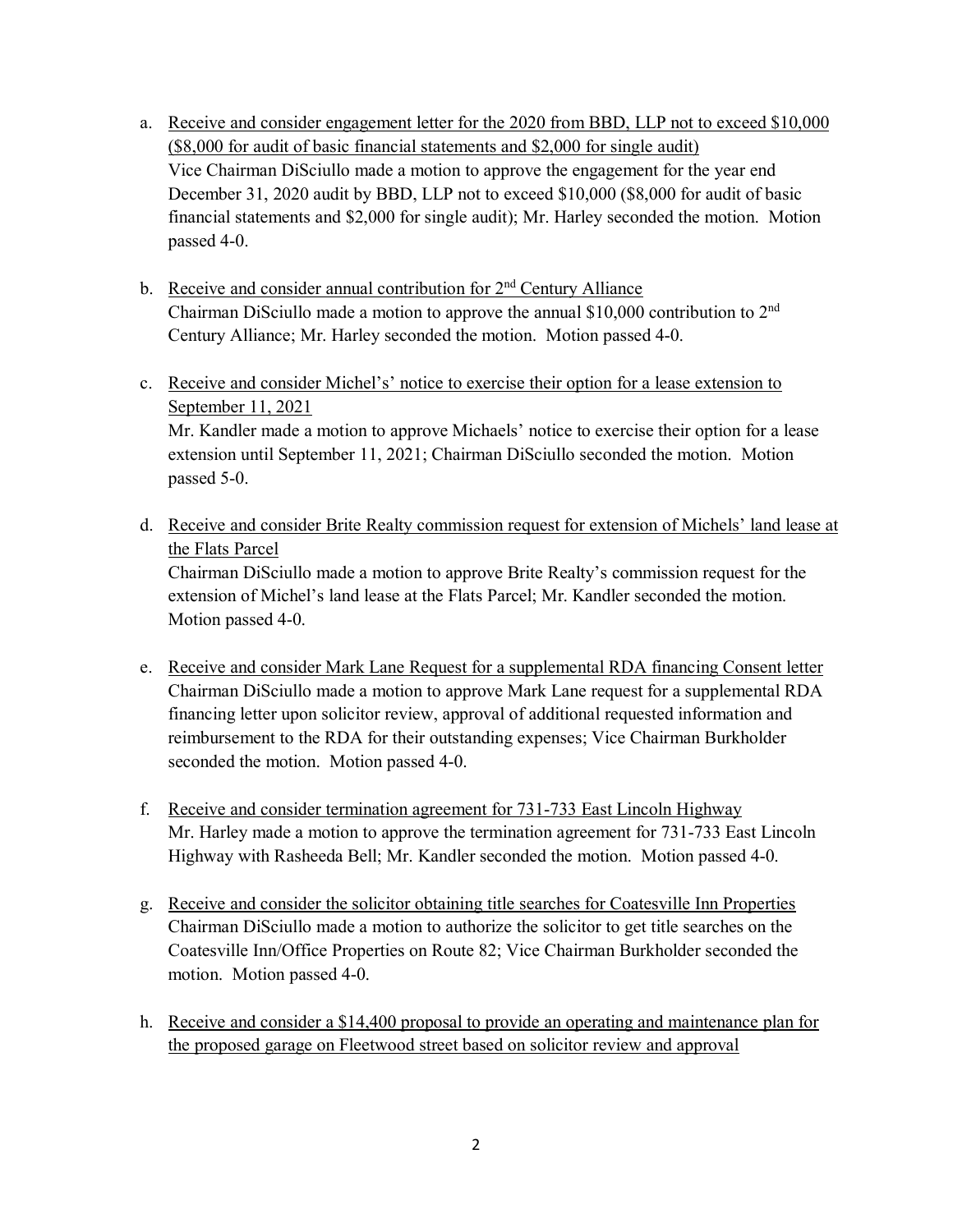a. Receive and consider engagement letter for the 2020 from BBD, LLP not to exceed $10,000 ($8,000 for audit of basic financial statements and $2,000 for single audit)
   Vice Chairman DiSciullo made a motion to approve the engagement for the year end December 31, 2020 audit by BBD, LLP not to exceed $10,000 ($8,000 for audit of basic financial statements and $2,000 for single audit); Mr. Harley seconded the motion. Motion passed 4-0.

b. Receive and consider annual contribution for 2nd Century Alliance
   Chairman DiSciullo made a motion to approve the annual $10,000 contribution to 2nd Century Alliance; Mr. Harley seconded the motion. Motion passed 4-0.

c. Receive and consider Michel's' notice to exercise their option for a lease extension to September 11, 2021
   Mr. Kandler made a motion to approve Michaels' notice to exercise their option for a lease extension until September 11, 2021; Chairman DiSciullo seconded the motion. Motion passed 5-0.

d. Receive and consider Brite Realty commission request for extension of Michels' land lease at the Flats Parcel
   Chairman DiSciullo made a motion to approve Brite Realty's commission request for the extension of Michel's land lease at the Flats Parcel; Mr. Kandler seconded the motion. Motion passed 4-0.

e. Receive and consider Mark Lane Request for a supplemental RDA financing Consent letter
   Chairman DiSciullo made a motion to approve Mark Lane request for a supplemental RDA financing letter upon solicitor review, approval of additional requested information and reimbursement to the RDA for their outstanding expenses; Vice Chairman Burkholder seconded the motion. Motion passed 4-0.

f. Receive and consider termination agreement for 731-733 East Lincoln Highway
   Mr. Harley made a motion to approve the termination agreement for 731-733 East Lincoln Highway with Rasheeda Bell; Mr. Kandler seconded the motion. Motion passed 4-0.

g. Receive and consider the solicitor obtaining title searches for Coatesville Inn Properties
   Chairman DiSciullo made a motion to authorize the solicitor to get title searches on the Coatesville Inn/Office Properties on Route 82; Vice Chairman Burkholder seconded the motion. Motion passed 4-0.

h. Receive and consider a $14,400 proposal to provide an operating and maintenance plan for the proposed garage on Fleetwood street based on solicitor review and approval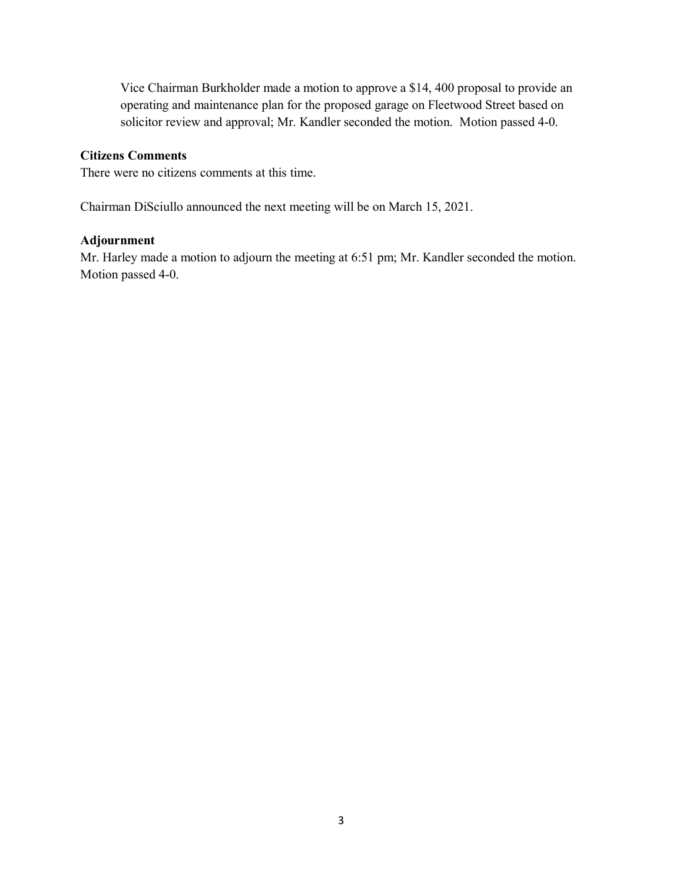Vice Chairman Burkholder made a motion to approve a $14, 400 proposal to provide an operating and maintenance plan for the proposed garage on Fleetwood Street based on solicitor review and approval; Mr. Kandler seconded the motion. Motion passed 4-0.

**Citizens Comments**

There were no citizens comments at this time.

Chairman DiSciullo announced the next meeting will be on March 15, 2021.

**Adjournment**

Mr. Harley made a motion to adjourn the meeting at 6:51 pm; Mr. Kandler seconded the motion. Motion passed 4-0.